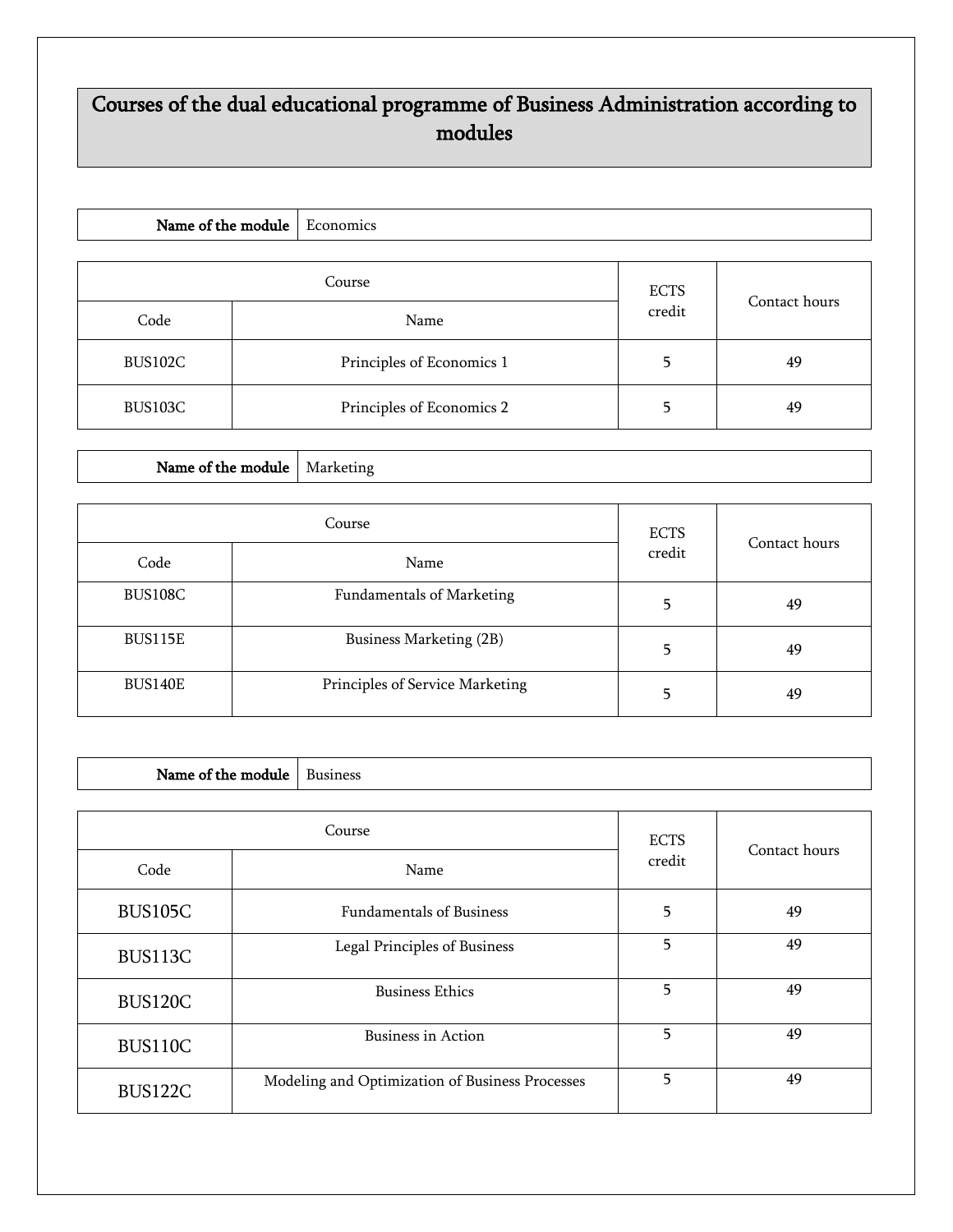# Courses of the dual educational programme of Business Administration according to modules

| **Name of the module** | Economics |
|---|---|

| Course | | ECTS credit | Contact hours |
|---|---|---|---|
| Code | Name | | |
| BUS102C | Principles of Economics 1 | 5 | 49 |
| BUS103C | Principles of Economics 2 | 5 | 49 |

| **Name of the module** | Marketing |
|---|---|

| Course | | ECTS credit | Contact hours |
|---|---|---|---|
| Code | Name | | |
| BUS108C | Fundamentals of Marketing | 5 | 49 |
| BUS115E | Business Marketing (2B) | 5 | 49 |
| BUS140E | Principles of Service Marketing | 5 | 49 |

| **Name of the module** | Business |
|---|---|

| Course | | ECTS credit | Contact hours |
|---|---|---|---|
| Code | Name | | |
| BUS105C | Fundamentals of Business | 5 | 49 |
| BUS113C | Legal Principles of Business | 5 | 49 |
| BUS120C | Business Ethics | 5 | 49 |
| BUS110C | Business in Action | 5 | 49 |
| BUS122C | Modeling and Optimization of Business Processes | 5 | 49 |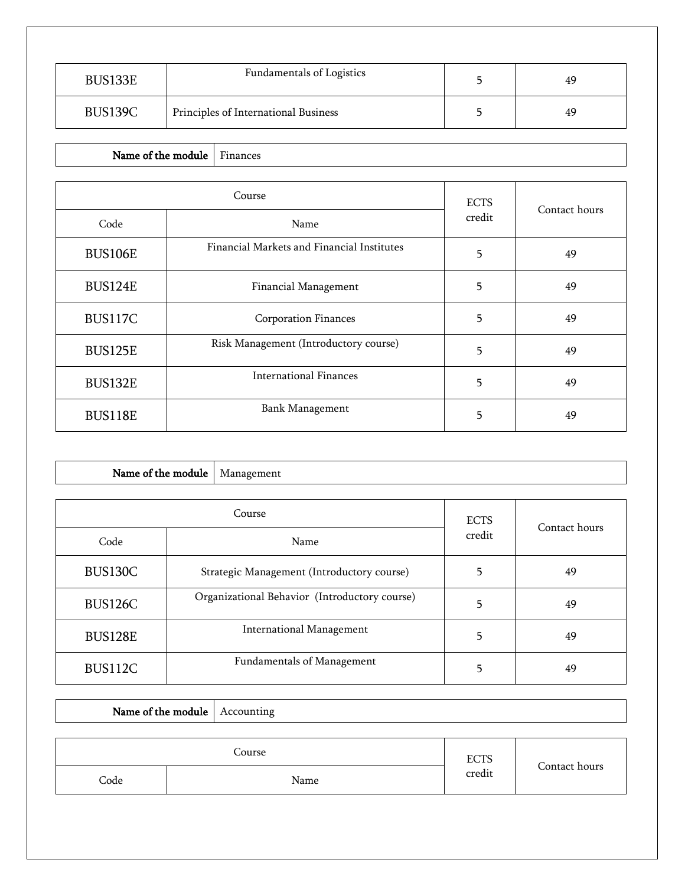| | | | |
|---|---|---|---|
| BUS133E | Fundamentals of Logistics | 5 | 49 |
| BUS139C | Principles of International Business | 5 | 49 |

| Name of the module | Finances |
|---|---|

| Course | | ECTS credit | Contact hours |
|---|---|---|---|
| Code | Name | | |
| BUS106E | Financial Markets and Financial Institutes | 5 | 49 |
| BUS124E | Financial Management | 5 | 49 |
| BUS117C | Corporation Finances | 5 | 49 |
| BUS125E | Risk Management (Introductory course) | 5 | 49 |
| BUS132E | International Finances | 5 | 49 |
| BUS118E | Bank Management | 5 | 49 |

| Name of the module | Management |
|---|---|

| Course | | ECTS credit | Contact hours |
|---|---|---|---|
| Code | Name | | |
| BUS130C | Strategic Management (Introductory course) | 5 | 49 |
| BUS126C | Organizational Behavior (Introductory course) | 5 | 49 |
| BUS128E | International Management | 5 | 49 |
| BUS112C | Fundamentals of Management | 5 | 49 |

| Name of the module | Accounting |
|---|---|

| Course | | ECTS credit | Contact hours |
|---|---|---|---|
| Code | Name | | |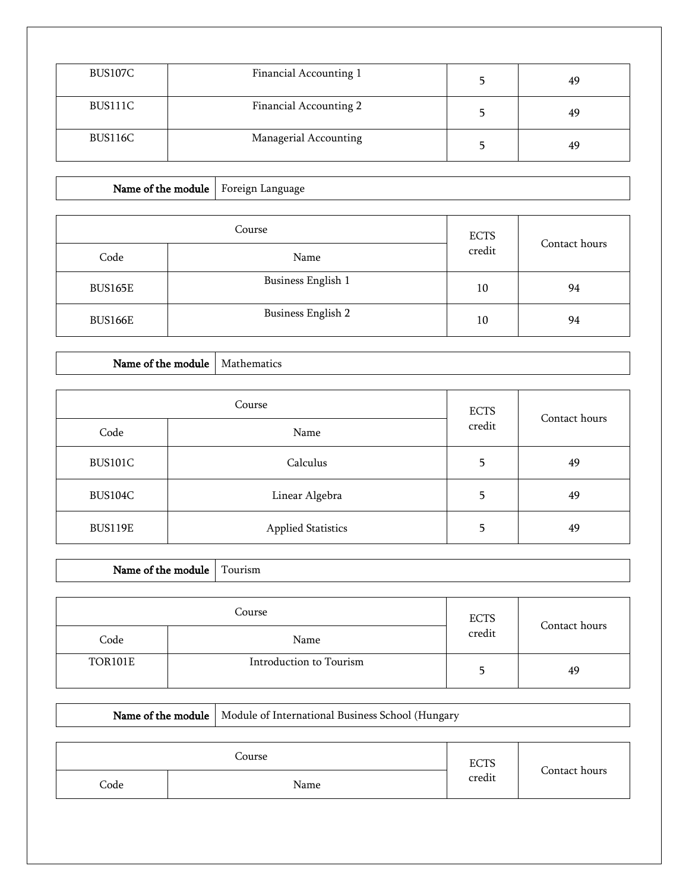| BUS107C | Financial Accounting 1 | 5 | 49 |
|---|---|---|---|
| BUS111C | Financial Accounting 2 | 5 | 49 |
| BUS116C | Managerial Accounting | 5 | 49 |

| **Name of the module** | Foreign Language |
|---|---|

| Course | | ECTS credit | Contact hours |
|---|---|---|---|
| Code | Name | | |
| BUS165E | Business English 1 | 10 | 94 |
| BUS166E | Business English 2 | 10 | 94 |

| **Name of the module** | Mathematics |
|---|---|

| Course | | ECTS credit | Contact hours |
|---|---|---|---|
| Code | Name | | |
| BUS101C | Calculus | 5 | 49 |
| BUS104C | Linear Algebra | 5 | 49 |
| BUS119E | Applied Statistics | 5 | 49 |

| **Name of the module** | Tourism |
|---|---|

| Course | | ECTS credit | Contact hours |
|---|---|---|---|
| Code | Name | | |
| TOR101E | Introduction to Tourism | 5 | 49 |

| **Name of the module** | Module of International Business School (Hungary |
|---|---|

| Course | | ECTS credit | Contact hours |
|---|---|---|---|
| Code | Name | | |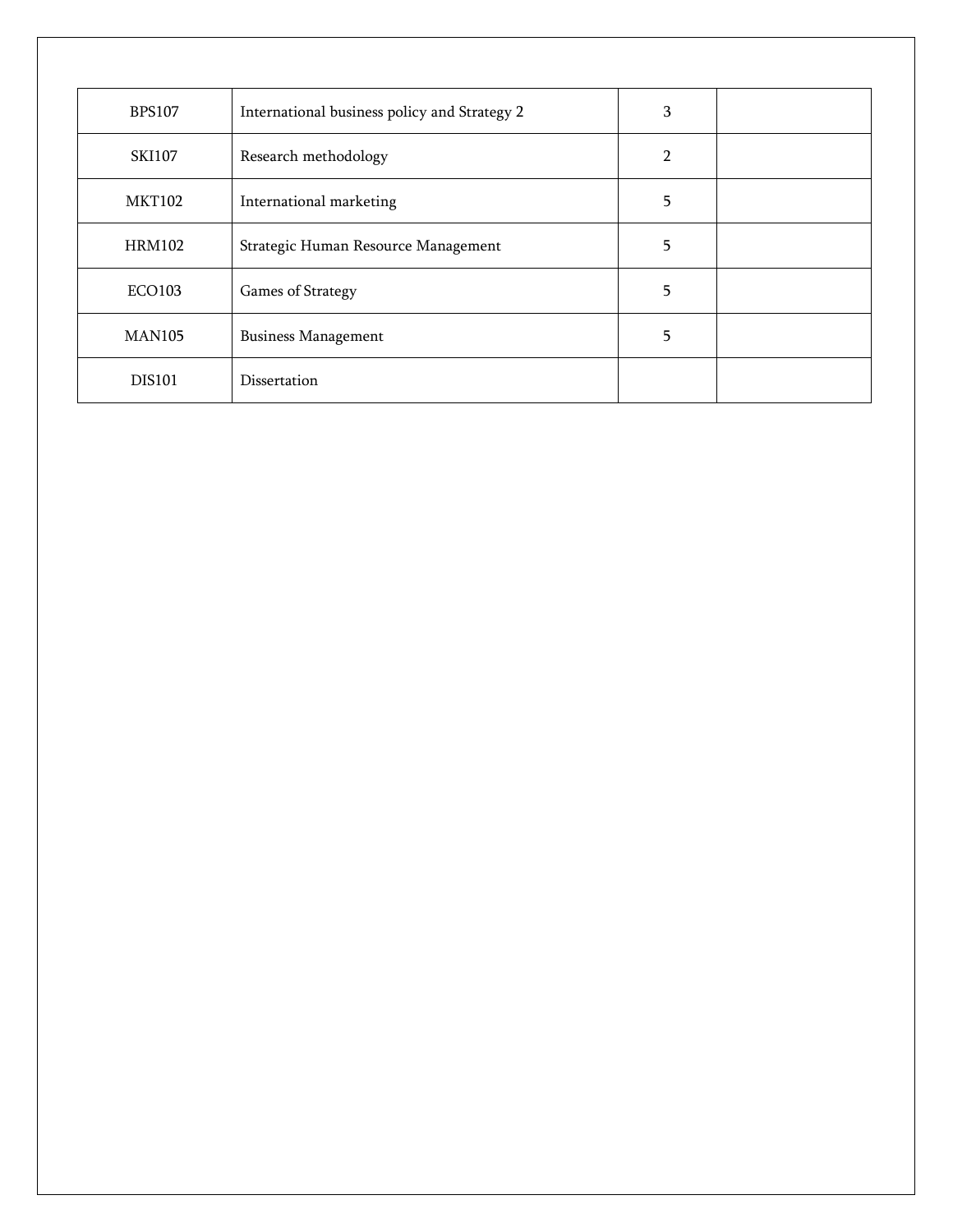| | | | |
|---|---|---|---|
| BPS107 | International business policy and Strategy 2 | 3 | |
| SKI107 | Research methodology | 2 | |
| MKT102 | International marketing | 5 | |
| HRM102 | Strategic Human Resource Management | 5 | |
| ECO103 | Games of Strategy | 5 | |
| MAN105 | Business Management | 5 | |
| DIS101 | Dissertation | | |